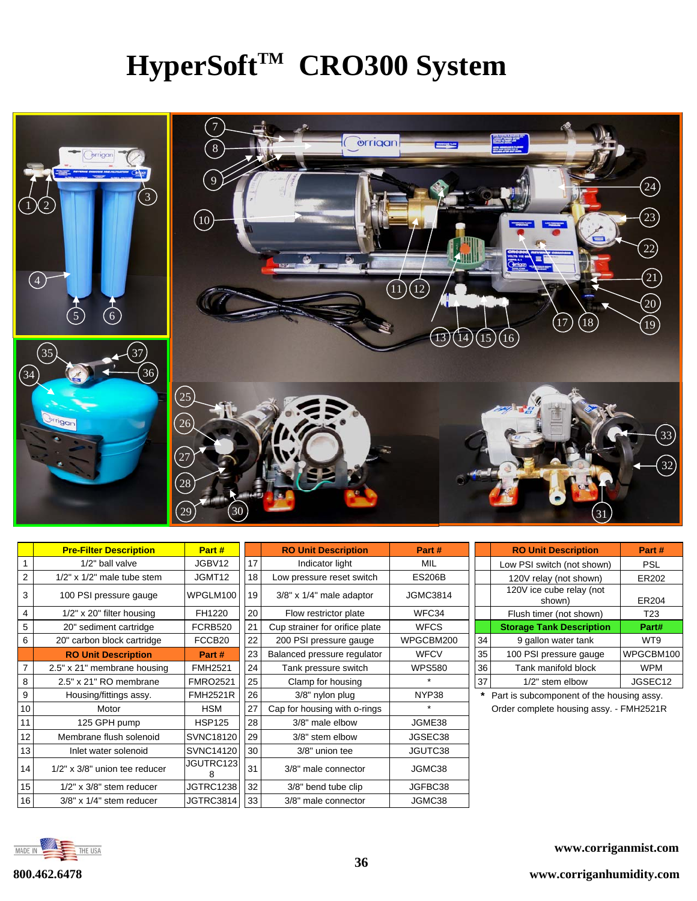# HyperSoft™ CRO300 System

| | Pre-Filter Description | Part # |
|---|---|---|
| 1 | 1/2" ball valve | JGBV12 |
| 2 | 1/2" x 1/2" male tube stem | JGMT12 |
| 3 | 100 PSI pressure gauge | WPGLM100 |
| 4 | 1/2" x 20" filter housing | FH1220 |
| 5 | 20" sediment cartridge | FCRB520 |
| 6 | 20" carbon block cartridge | FCCB20 |
| | **RO Unit Description** | **Part #** |
| 7 | 2.5" x 21" membrane housing | FMH2521 |
| 8 | 2.5" x 21" RO membrane | FMRO2521 |
| 9 | Housing/fittings assy. | FMH2521R |
| 10 | Motor | HSM |
| 11 | 125 GPH pump | HSP125 |
| 12 | Membrane flush solenoid | SVNC18120 |
| 13 | Inlet water solenoid | SVNC14120 |
| 14 | 1/2" x 3/8" union tee reducer | JGUTRC1238 |
| 15 | 1/2" x 3/8" stem reducer | JGTRC1238 |
| 16 | 3/8" x 1/4" stem reducer | JGTRC3814 |

| | RO Unit Description | Part # |
|---|---|---|
| 17 | Indicator light | MIL |
| 18 | Low pressure reset switch | ES206B |
| 19 | 3/8" x 1/4" male adaptor | JGMC3814 |
| 20 | Flow restrictor plate | WFC34 |
| 21 | Cup strainer for orifice plate | WFCS |
| 22 | 200 PSI pressure gauge | WPGCBM200 |
| 23 | Balanced pressure regulator | WFCV |
| 24 | Tank pressure switch | WPS580 |
| 25 | Clamp for housing | * |
| 26 | 3/8" nylon plug | NYP38 |
| 27 | Cap for housing with o-rings | * |
| 28 | 3/8" male elbow | JGME38 |
| 29 | 3/8" stem elbow | JGSEC38 |
| 30 | 3/8" union tee | JGUTC38 |
| 31 | 3/8" male connector | JGMC38 |
| 32 | 3/8" bend tube clip | JGFBC38 |
| 33 | 3/8" male connector | JGMC38 |

| | RO Unit Description | Part # |
|---|---|---|
| | Low PSI switch (not shown) | PSL |
| | 120V relay (not shown) | ER202 |
| | 120V ice cube relay (not shown) | ER204 |
| | Flush timer (not shown) | T23 |
| | **Storage Tank Description** | **Part#** |
| 34 | 9 gallon water tank | WT9 |
| 35 | 100 PSI pressure gauge | WPGCBM100 |
| 36 | Tank manifold block | WPM |
| 37 | 1/2" stem elbow | JGSEC12 |

\* Part is subcomponent of the housing assy. Order complete housing assy. - FMH2521R

800.462.6478

www.corriganmist.com

www.corriganhumidity.com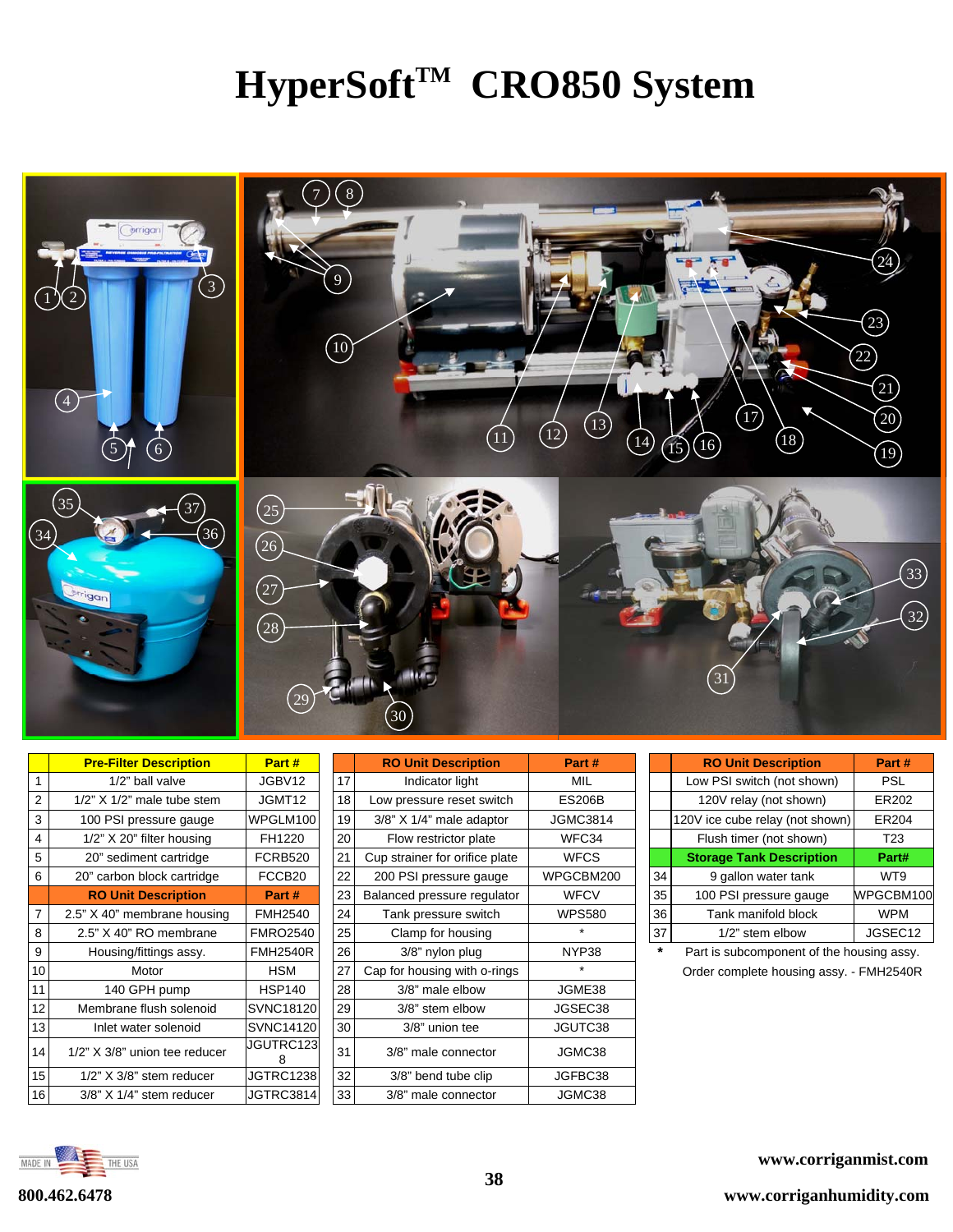# HyperSoft™ CRO850 System

| | Pre-Filter Description | Part # |
|---|---|---|
| 1 | 1/2" ball valve | JGBV12 |
| 2 | 1/2" X 1/2" male tube stem | JGMT12 |
| 3 | 100 PSI pressure gauge | WPGLM100 |
| 4 | 1/2" X 20" filter housing | FH1220 |
| 5 | 20" sediment cartridge | FCRB520 |
| 6 | 20" carbon block cartridge | FCCB20 |
| | **RO Unit Description** | **Part #** |
| 7 | 2.5" X 40" membrane housing | FMH2540 |
| 8 | 2.5" X 40" RO membrane | FMRO2540 |
| 9 | Housing/fittings assy. | FMH2540R |
| 10 | Motor | HSM |
| 11 | 140 GPH pump | HSP140 |
| 12 | Membrane flush solenoid | SVNC18120 |
| 13 | Inlet water solenoid | SVNC14120 |
| 14 | 1/2" X 3/8" union tee reducer | JGUTRC1238 |
| 15 | 1/2" X 3/8" stem reducer | JGTRC1238 |
| 16 | 3/8" X 1/4" stem reducer | JGTRC3814 |

| | RO Unit Description | Part # |
|---|---|---|
| 17 | Indicator light | MIL |
| 18 | Low pressure reset switch | ES206B |
| 19 | 3/8" X 1/4" male adaptor | JGMC3814 |
| 20 | Flow restrictor plate | WFC34 |
| 21 | Cup strainer for orifice plate | WFCS |
| 22 | 200 PSI pressure gauge | WPGCBM200 |
| 23 | Balanced pressure regulator | WFCV |
| 24 | Tank pressure switch | WPS580 |
| 25 | Clamp for housing | * |
| 26 | 3/8" nylon plug | NYP38 |
| 27 | Cap for housing with o-rings | * |
| 28 | 3/8" male elbow | JGME38 |
| 29 | 3/8" stem elbow | JGSEC38 |
| 30 | 3/8" union tee | JGUTC38 |
| 31 | 3/8" male connector | JGMC38 |
| 32 | 3/8" bend tube clip | JGFBC38 |
| 33 | 3/8" male connector | JGMC38 |

| | RO Unit Description | Part # |
|---|---|---|
| | Low PSI switch (not shown) | PSL |
| | 120V relay (not shown) | ER202 |
| | 120V ice cube relay (not shown) | ER204 |
| | Flush timer (not shown) | T23 |
| | **Storage Tank Description** | **Part#** |
| 34 | 9 gallon water tank | WT9 |
| 35 | 100 PSI pressure gauge | WPGCBM100 |
| 36 | Tank manifold block | WPM |
| 37 | 1/2" stem elbow | JGSEC12 |

\* Part is subcomponent of the housing assy. Order complete housing assy. - FMH2540R

800.462.6478

www.corriganmist.com

www.corriganhumidity.com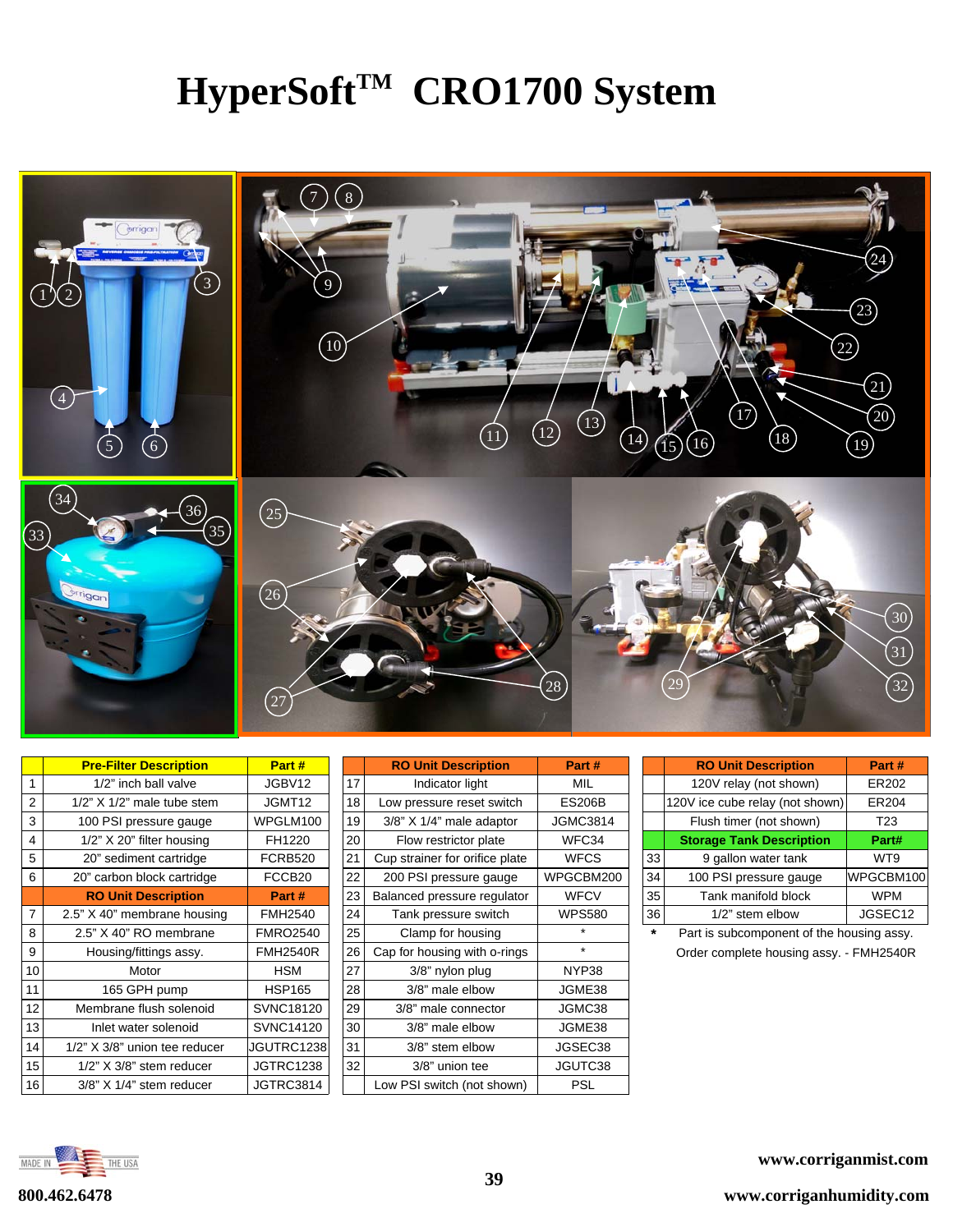# HyperSoft™ CRO1700 System

| | Pre-Filter Description | Part # |
|---|---|---|
| 1 | 1/2" inch ball valve | JGBV12 |
| 2 | 1/2" X 1/2" male tube stem | JGMT12 |
| 3 | 100 PSI pressure gauge | WPGLM100 |
| 4 | 1/2" X 20" filter housing | FH1220 |
| 5 | 20" sediment cartridge | FCRB520 |
| 6 | 20" carbon block cartridge | FCCB20 |
| | **RO Unit Description** | **Part #** |
| 7 | 2.5" X 40" membrane housing | FMH2540 |
| 8 | 2.5" X 40" RO membrane | FMRO2540 |
| 9 | Housing/fittings assy. | FMH2540R |
| 10 | Motor | HSM |
| 11 | 165 GPH pump | HSP165 |
| 12 | Membrane flush solenoid | SVNC18120 |
| 13 | Inlet water solenoid | SVNC14120 |
| 14 | 1/2" X 3/8" union tee reducer | JGUTRC1238 |
| 15 | 1/2" X 3/8" stem reducer | JGTRC1238 |
| 16 | 3/8" X 1/4" stem reducer | JGTRC3814 |

| | RO Unit Description | Part # |
|---|---|---|
| 17 | Indicator light | MIL |
| 18 | Low pressure reset switch | ES206B |
| 19 | 3/8" X 1/4" male adaptor | JGMC3814 |
| 20 | Flow restrictor plate | WFC34 |
| 21 | Cup strainer for orifice plate | WFCS |
| 22 | 200 PSI pressure gauge | WPGCBM200 |
| 23 | Balanced pressure regulator | WFCV |
| 24 | Tank pressure switch | WPS580 |
| 25 | Clamp for housing | * |
| 26 | Cap for housing with o-rings | * |
| 27 | 3/8" nylon plug | NYP38 |
| 28 | 3/8" male elbow | JGME38 |
| 29 | 3/8" male connector | JGMC38 |
| 30 | 3/8" male elbow | JGME38 |
| 31 | 3/8" stem elbow | JGSEC38 |
| 32 | 3/8" union tee | JGUTC38 |
| | Low PSI switch (not shown) | PSL |

| | RO Unit Description | Part # |
|---|---|---|
| | 120V relay (not shown) | ER202 |
| | 120V ice cube relay (not shown) | ER204 |
| | Flush timer (not shown) | T23 |
| | **Storage Tank Description** | **Part#** |
| 33 | 9 gallon water tank | WT9 |
| 34 | 100 PSI pressure gauge | WPGCBM100 |
| 35 | Tank manifold block | WPM |
| 36 | 1/2" stem elbow | JGSEC12 |

\* Part is subcomponent of the housing assy. Order complete housing assy. - FMH2540R

800.462.6478

www.corriganmist.com

www.corriganhumidity.com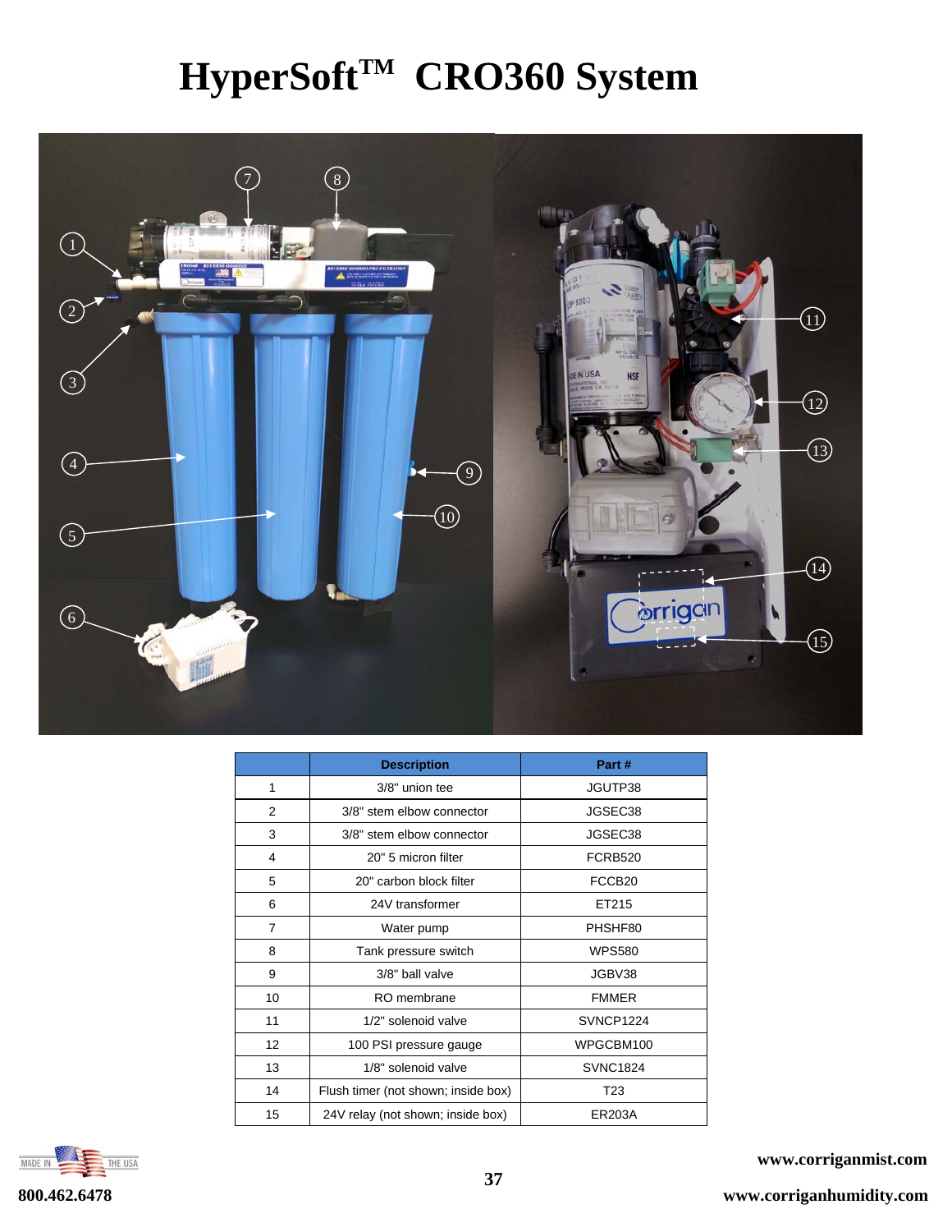# HyperSoft™ CRO360 System

| | Description | Part # |
|---|---|---|
| 1 | 3/8" union tee | JGUTP38 |
| 2 | 3/8" stem elbow connector | JGSEC38 |
| 3 | 3/8" stem elbow connector | JGSEC38 |
| 4 | 20" 5 micron filter | FCRB520 |
| 5 | 20" carbon block filter | FCCB20 |
| 6 | 24V transformer | ET215 |
| 7 | Water pump | PHSHF80 |
| 8 | Tank pressure switch | WPS580 |
| 9 | 3/8" ball valve | JGBV38 |
| 10 | RO membrane | FMMER |
| 11 | 1/2" solenoid valve | SVNCP1224 |
| 12 | 100 PSI pressure gauge | WPGCBM100 |
| 13 | 1/8" solenoid valve | SVNC1824 |
| 14 | Flush timer (not shown; inside box) | T23 |
| 15 | 24V relay (not shown; inside box) | ER203A |